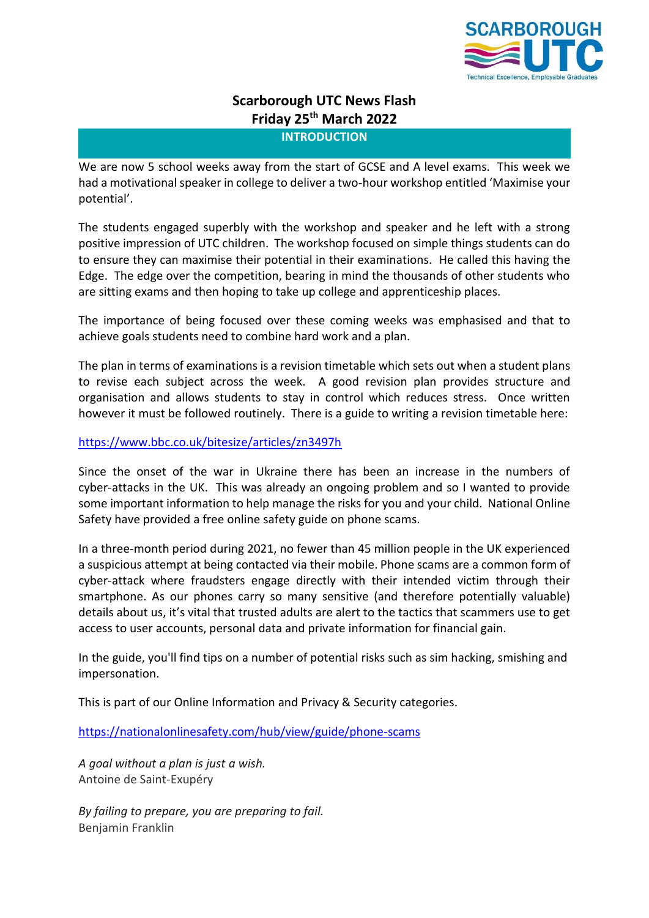# Scarborough UTC News Flash
## Friday 25th March 2022

### INTRODUCTION

We are now 5 school weeks away from the start of GCSE and A level exams. This week we had a motivational speaker in college to deliver a two-hour workshop entitled 'Maximise your potential'.

The students engaged superbly with the workshop and speaker and he left with a strong positive impression of UTC children. The workshop focused on simple things students can do to ensure they can maximise their potential in their examinations. He called this having the Edge. The edge over the competition, bearing in mind the thousands of other students who are sitting exams and then hoping to take up college and apprenticeship places.

The importance of being focused over these coming weeks was emphasised and that to achieve goals students need to combine hard work and a plan.

The plan in terms of examinations is a revision timetable which sets out when a student plans to revise each subject across the week. A good revision plan provides structure and organisation and allows students to stay in control which reduces stress. Once written however it must be followed routinely. There is a guide to writing a revision timetable here:

https://www.bbc.co.uk/bitesize/articles/zn3497h

Since the onset of the war in Ukraine there has been an increase in the numbers of cyber-attacks in the UK. This was already an ongoing problem and so I wanted to provide some important information to help manage the risks for you and your child. National Online Safety have provided a free online safety guide on phone scams.

In a three-month period during 2021, no fewer than 45 million people in the UK experienced a suspicious attempt at being contacted via their mobile. Phone scams are a common form of cyber-attack where fraudsters engage directly with their intended victim through their smartphone. As our phones carry so many sensitive (and therefore potentially valuable) details about us, it's vital that trusted adults are alert to the tactics that scammers use to get access to user accounts, personal data and private information for financial gain.

In the guide, you'll find tips on a number of potential risks such as sim hacking, smishing and impersonation.

This is part of our Online Information and Privacy & Security categories.

https://nationalonlinesafety.com/hub/view/guide/phone-scams

*A goal without a plan is just a wish.*
Antoine de Saint-Exupéry

*By failing to prepare, you are preparing to fail.*
Benjamin Franklin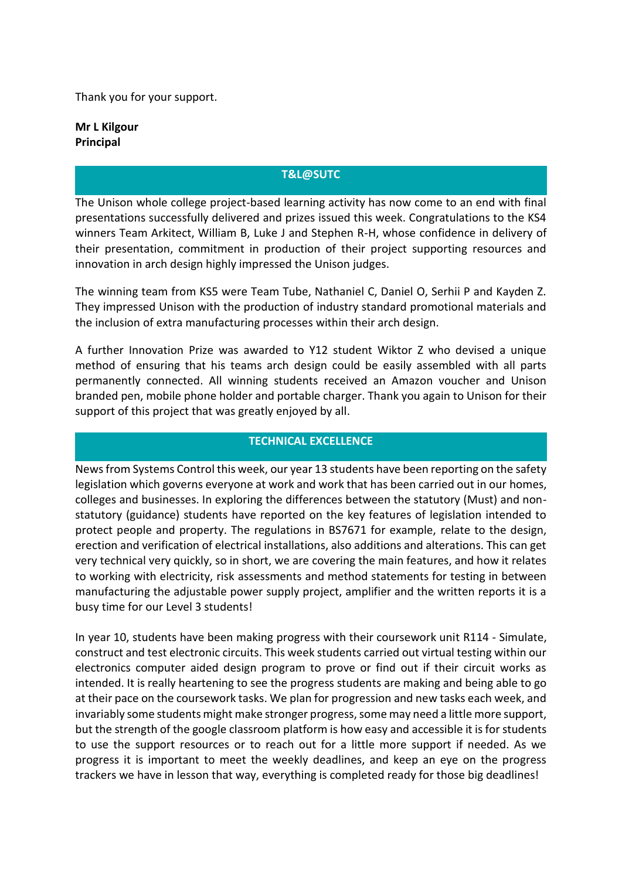Thank you for your support.

**Mr L Kilgour**
**Principal**

## T&L@SUTC

The Unison whole college project-based learning activity has now come to an end with final presentations successfully delivered and prizes issued this week. Congratulations to the KS4 winners Team Arkitect, William B, Luke J and Stephen R-H, whose confidence in delivery of their presentation, commitment in production of their project supporting resources and innovation in arch design highly impressed the Unison judges.

The winning team from KS5 were Team Tube, Nathaniel C, Daniel O, Serhii P and Kayden Z. They impressed Unison with the production of industry standard promotional materials and the inclusion of extra manufacturing processes within their arch design.

A further Innovation Prize was awarded to Y12 student Wiktor Z who devised a unique method of ensuring that his teams arch design could be easily assembled with all parts permanently connected. All winning students received an Amazon voucher and Unison branded pen, mobile phone holder and portable charger. Thank you again to Unison for their support of this project that was greatly enjoyed by all.

## TECHNICAL EXCELLENCE

News from Systems Control this week, our year 13 students have been reporting on the safety legislation which governs everyone at work and work that has been carried out in our homes, colleges and businesses. In exploring the differences between the statutory (Must) and non-statutory (guidance) students have reported on the key features of legislation intended to protect people and property. The regulations in BS7671 for example, relate to the design, erection and verification of electrical installations, also additions and alterations. This can get very technical very quickly, so in short, we are covering the main features, and how it relates to working with electricity, risk assessments and method statements for testing in between manufacturing the adjustable power supply project, amplifier and the written reports it is a busy time for our Level 3 students!

In year 10, students have been making progress with their coursework unit R114 - Simulate, construct and test electronic circuits. This week students carried out virtual testing within our electronics computer aided design program to prove or find out if their circuit works as intended. It is really heartening to see the progress students are making and being able to go at their pace on the coursework tasks. We plan for progression and new tasks each week, and invariably some students might make stronger progress, some may need a little more support, but the strength of the google classroom platform is how easy and accessible it is for students to use the support resources or to reach out for a little more support if needed. As we progress it is important to meet the weekly deadlines, and keep an eye on the progress trackers we have in lesson that way, everything is completed ready for those big deadlines!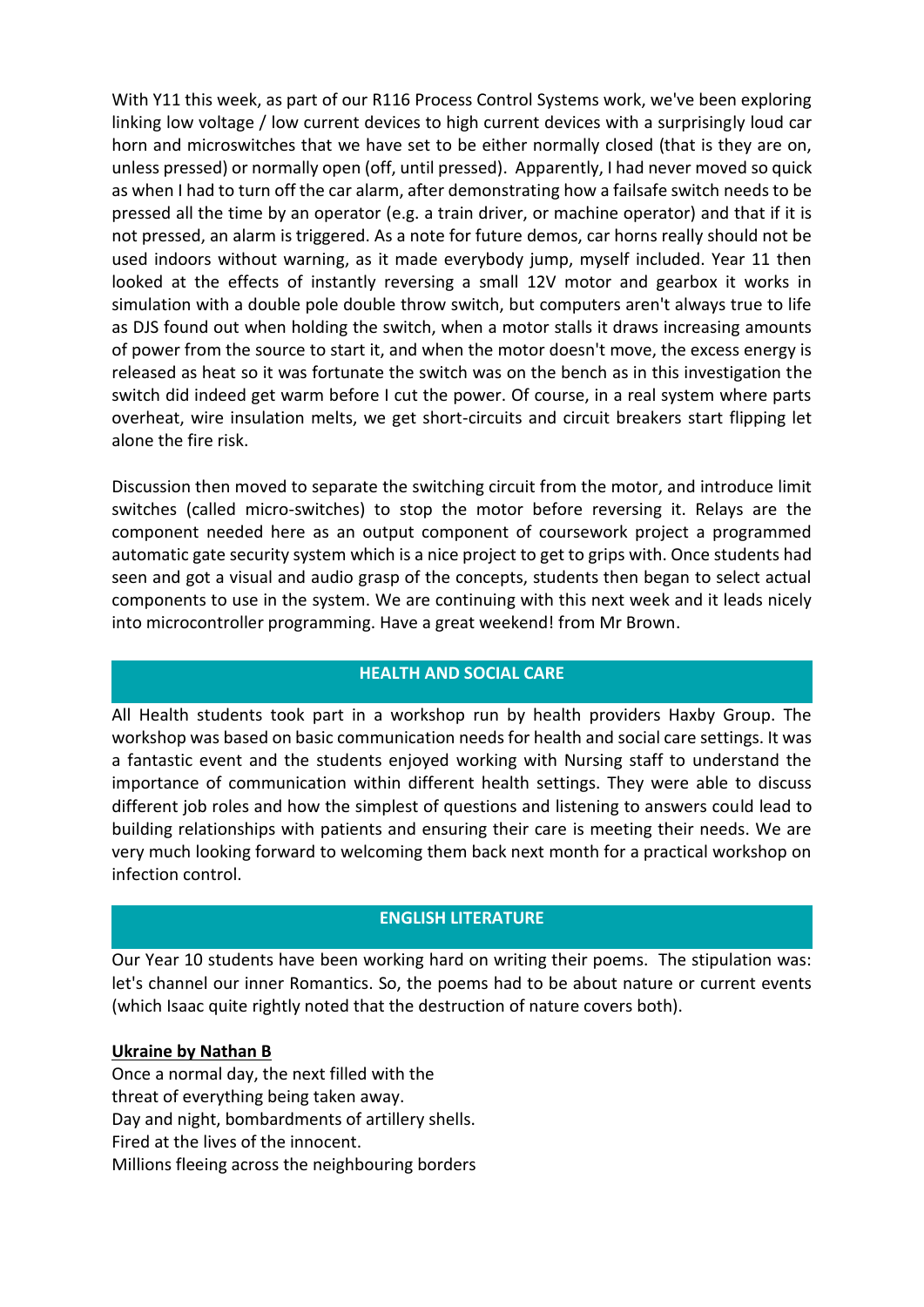With Y11 this week, as part of our R116 Process Control Systems work, we've been exploring linking low voltage / low current devices to high current devices with a surprisingly loud car horn and microswitches that we have set to be either normally closed (that is they are on, unless pressed) or normally open (off, until pressed). Apparently, I had never moved so quick as when I had to turn off the car alarm, after demonstrating how a failsafe switch needs to be pressed all the time by an operator (e.g. a train driver, or machine operator) and that if it is not pressed, an alarm is triggered. As a note for future demos, car horns really should not be used indoors without warning, as it made everybody jump, myself included. Year 11 then looked at the effects of instantly reversing a small 12V motor and gearbox it works in simulation with a double pole double throw switch, but computers aren't always true to life as DJS found out when holding the switch, when a motor stalls it draws increasing amounts of power from the source to start it, and when the motor doesn't move, the excess energy is released as heat so it was fortunate the switch was on the bench as in this investigation the switch did indeed get warm before I cut the power. Of course, in a real system where parts overheat, wire insulation melts, we get short-circuits and circuit breakers start flipping let alone the fire risk.

Discussion then moved to separate the switching circuit from the motor, and introduce limit switches (called micro-switches) to stop the motor before reversing it. Relays are the component needed here as an output component of coursework project a programmed automatic gate security system which is a nice project to get to grips with. Once students had seen and got a visual and audio grasp of the concepts, students then began to select actual components to use in the system. We are continuing with this next week and it leads nicely into microcontroller programming. Have a great weekend! from Mr Brown.

## HEALTH AND SOCIAL CARE

All Health students took part in a workshop run by health providers Haxby Group. The workshop was based on basic communication needs for health and social care settings. It was a fantastic event and the students enjoyed working with Nursing staff to understand the importance of communication within different health settings. They were able to discuss different job roles and how the simplest of questions and listening to answers could lead to building relationships with patients and ensuring their care is meeting their needs. We are very much looking forward to welcoming them back next month for a practical workshop on infection control.

## ENGLISH LITERATURE

Our Year 10 students have been working hard on writing their poems. The stipulation was: let's channel our inner Romantics. So, the poems had to be about nature or current events (which Isaac quite rightly noted that the destruction of nature covers both).

**Ukraine by Nathan B**

Once a normal day, the next filled with the  
threat of everything being taken away.  
Day and night, bombardments of artillery shells.  
Fired at the lives of the innocent.  
Millions fleeing across the neighbouring borders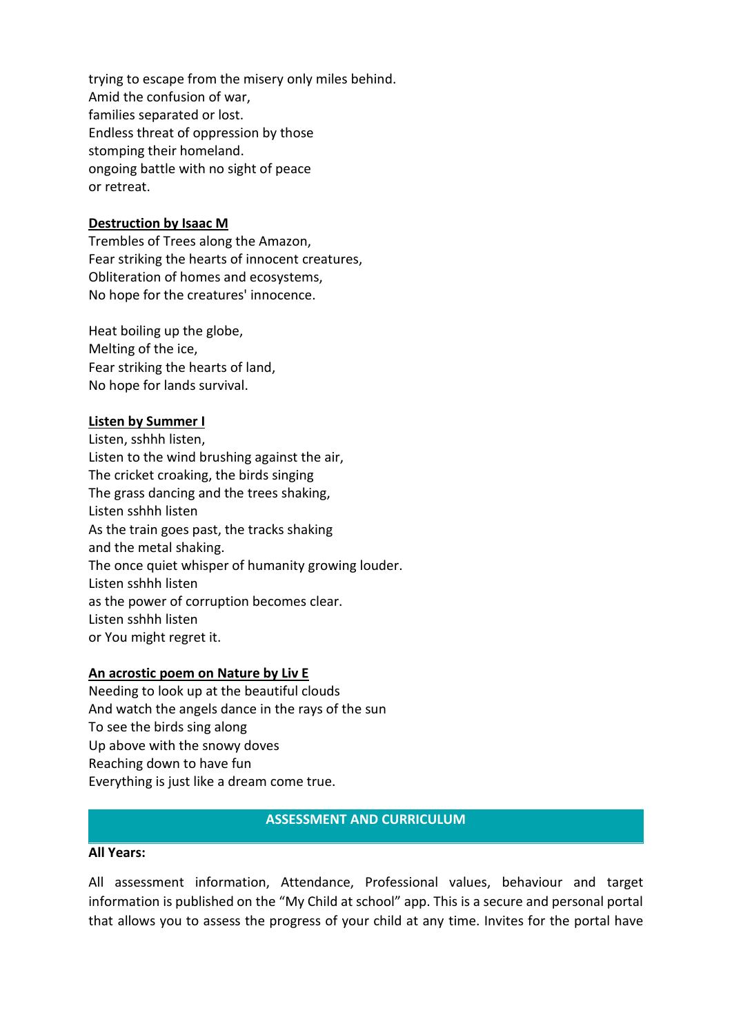trying to escape from the misery only miles behind.
Amid the confusion of war,
families separated or lost.
Endless threat of oppression by those
stomping their homeland.
ongoing battle with no sight of peace
or retreat.

**Destruction by Isaac M**

Trembles of Trees along the Amazon,
Fear striking the hearts of innocent creatures,
Obliteration of homes and ecosystems,
No hope for the creatures' innocence.

Heat boiling up the globe,
Melting of the ice,
Fear striking the hearts of land,
No hope for lands survival.

**Listen by Summer I**

Listen, sshhh listen,
Listen to the wind brushing against the air,
The cricket croaking, the birds singing
The grass dancing and the trees shaking,
Listen sshhh listen
As the train goes past, the tracks shaking
and the metal shaking.
The once quiet whisper of humanity growing louder.
Listen sshhh listen
as the power of corruption becomes clear.
Listen sshhh listen
or You might regret it.

**An acrostic poem on Nature by Liv E**

Needing to look up at the beautiful clouds
And watch the angels dance in the rays of the sun
To see the birds sing along
Up above with the snowy doves
Reaching down to have fun
Everything is just like a dream come true.

## ASSESSMENT AND CURRICULUM

**All Years:**

All assessment information, Attendance, Professional values, behaviour and target information is published on the "My Child at school" app. This is a secure and personal portal that allows you to assess the progress of your child at any time. Invites for the portal have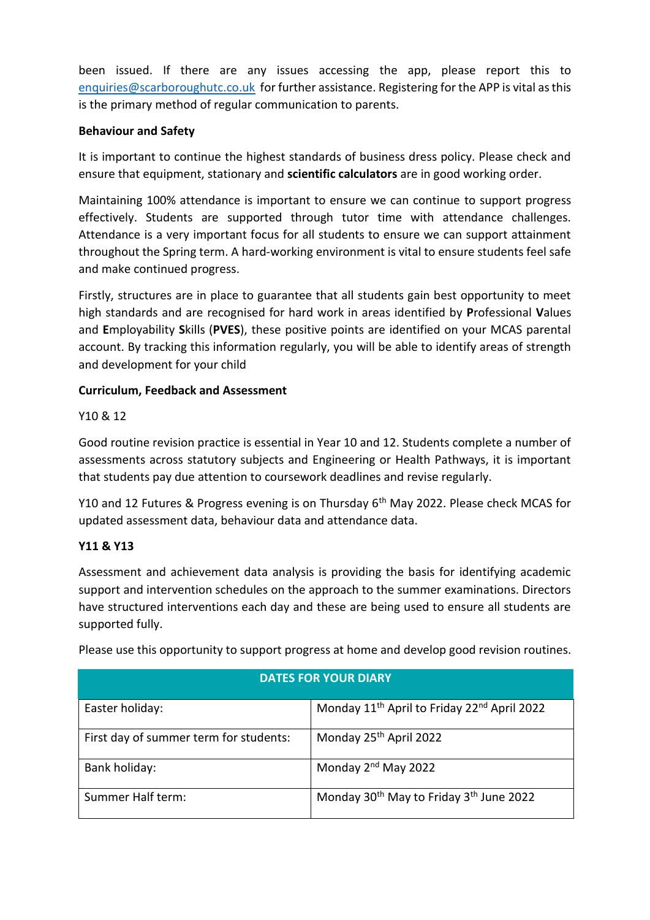been issued. If there are any issues accessing the app, please report this to enquiries@scarboroughutc.co.uk for further assistance. Registering for the APP is vital as this is the primary method of regular communication to parents.

**Behaviour and Safety**

It is important to continue the highest standards of business dress policy. Please check and ensure that equipment, stationary and **scientific calculators** are in good working order.

Maintaining 100% attendance is important to ensure we can continue to support progress effectively. Students are supported through tutor time with attendance challenges. Attendance is a very important focus for all students to ensure we can support attainment throughout the Spring term. A hard-working environment is vital to ensure students feel safe and make continued progress.

Firstly, structures are in place to guarantee that all students gain best opportunity to meet high standards and are recognised for hard work in areas identified by **P**rofessional **V**alues and **E**mployability **S**kills (**PVES**), these positive points are identified on your MCAS parental account. By tracking this information regularly, you will be able to identify areas of strength and development for your child

**Curriculum, Feedback and Assessment**

Y10 & 12

Good routine revision practice is essential in Year 10 and 12. Students complete a number of assessments across statutory subjects and Engineering or Health Pathways, it is important that students pay due attention to coursework deadlines and revise regularly.

Y10 and 12 Futures & Progress evening is on Thursday 6th May 2022. Please check MCAS for updated assessment data, behaviour data and attendance data.

**Y11 & Y13**

Assessment and achievement data analysis is providing the basis for identifying academic support and intervention schedules on the approach to the summer examinations. Directors have structured interventions each day and these are being used to ensure all students are supported fully.

Please use this opportunity to support progress at home and develop good revision routines.

| DATES FOR YOUR DIARY | |
|---|---|
| Easter holiday: | Monday 11th April to Friday 22nd April 2022 |
| First day of summer term for students: | Monday 25th April 2022 |
| Bank holiday: | Monday 2nd May 2022 |
| Summer Half term: | Monday 30th May to Friday 3th June 2022 |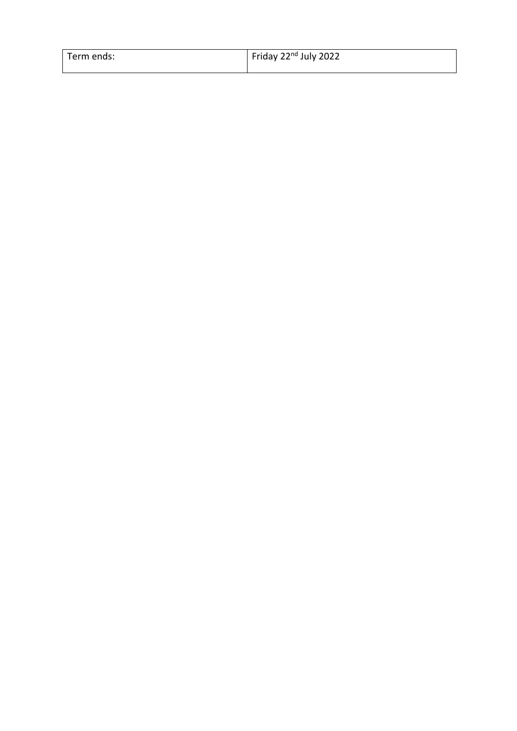| | |
|---|---|
| Term ends: | Friday 22nd July 2022 |